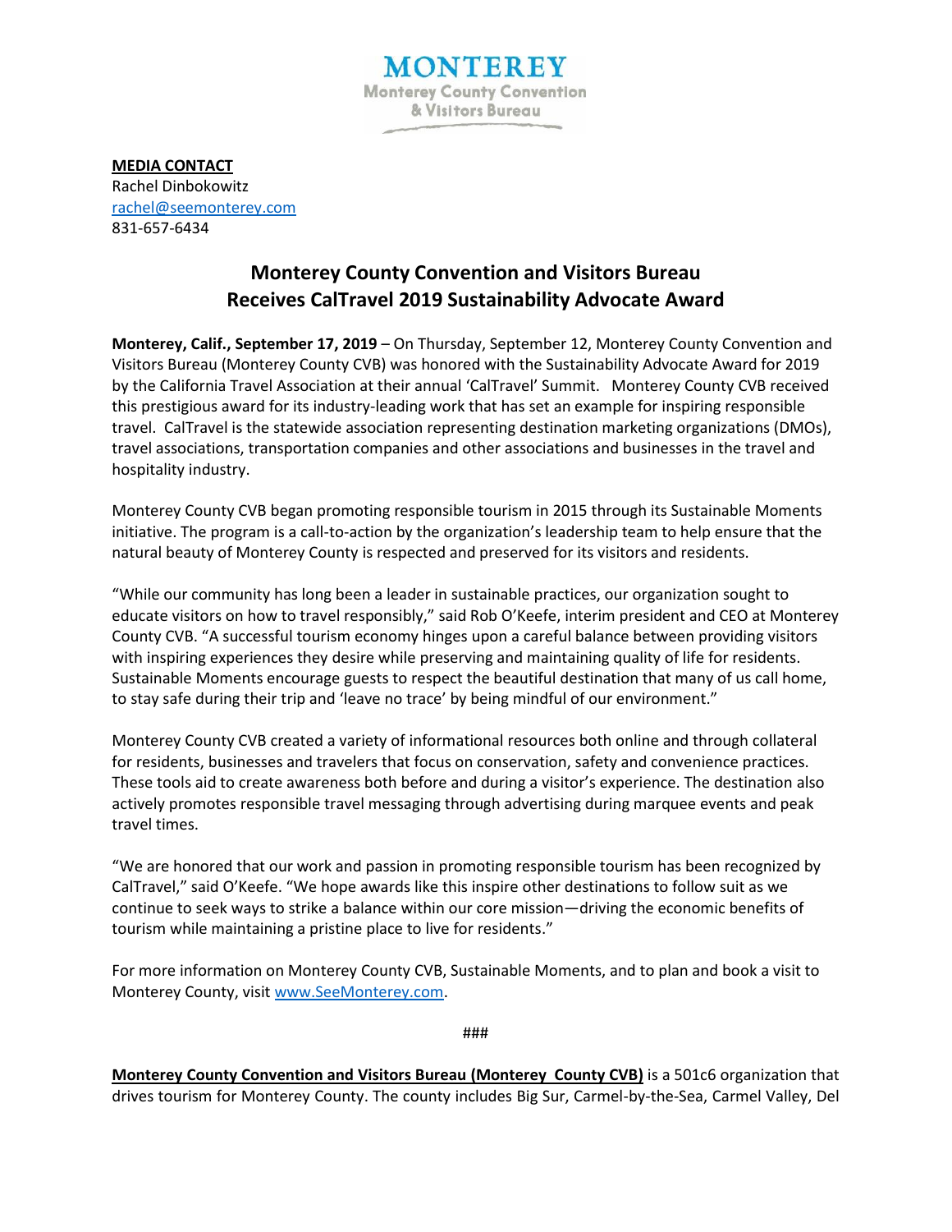MONTEREY
Monterey County Convention & Visitors Bureau

**MEDIA CONTACT**
Rachel Dinbokowitz
rachel@seemonterey.com
831-657-6434

# Monterey County Convention and Visitors Bureau Receives CalTravel 2019 Sustainability Advocate Award

**Monterey, Calif., September 17, 2019** – On Thursday, September 12, Monterey County Convention and Visitors Bureau (Monterey County CVB) was honored with the Sustainability Advocate Award for 2019 by the California Travel Association at their annual 'CalTravel' Summit. Monterey County CVB received this prestigious award for its industry-leading work that has set an example for inspiring responsible travel. CalTravel is the statewide association representing destination marketing organizations (DMOs), travel associations, transportation companies and other associations and businesses in the travel and hospitality industry.

Monterey County CVB began promoting responsible tourism in 2015 through its Sustainable Moments initiative. The program is a call-to-action by the organization's leadership team to help ensure that the natural beauty of Monterey County is respected and preserved for its visitors and residents.

"While our community has long been a leader in sustainable practices, our organization sought to educate visitors on how to travel responsibly," said Rob O'Keefe, interim president and CEO at Monterey County CVB. "A successful tourism economy hinges upon a careful balance between providing visitors with inspiring experiences they desire while preserving and maintaining quality of life for residents. Sustainable Moments encourage guests to respect the beautiful destination that many of us call home, to stay safe during their trip and 'leave no trace' by being mindful of our environment."

Monterey County CVB created a variety of informational resources both online and through collateral for residents, businesses and travelers that focus on conservation, safety and convenience practices. These tools aid to create awareness both before and during a visitor's experience. The destination also actively promotes responsible travel messaging through advertising during marquee events and peak travel times.

"We are honored that our work and passion in promoting responsible tourism has been recognized by CalTravel," said O'Keefe. "We hope awards like this inspire other destinations to follow suit as we continue to seek ways to strike a balance within our core mission—driving the economic benefits of tourism while maintaining a pristine place to live for residents."

For more information on Monterey County CVB, Sustainable Moments, and to plan and book a visit to Monterey County, visit www.SeeMonterey.com.

###

**Monterey County Convention and Visitors Bureau (Monterey County CVB)** is a 501c6 organization that drives tourism for Monterey County. The county includes Big Sur, Carmel-by-the-Sea, Carmel Valley, Del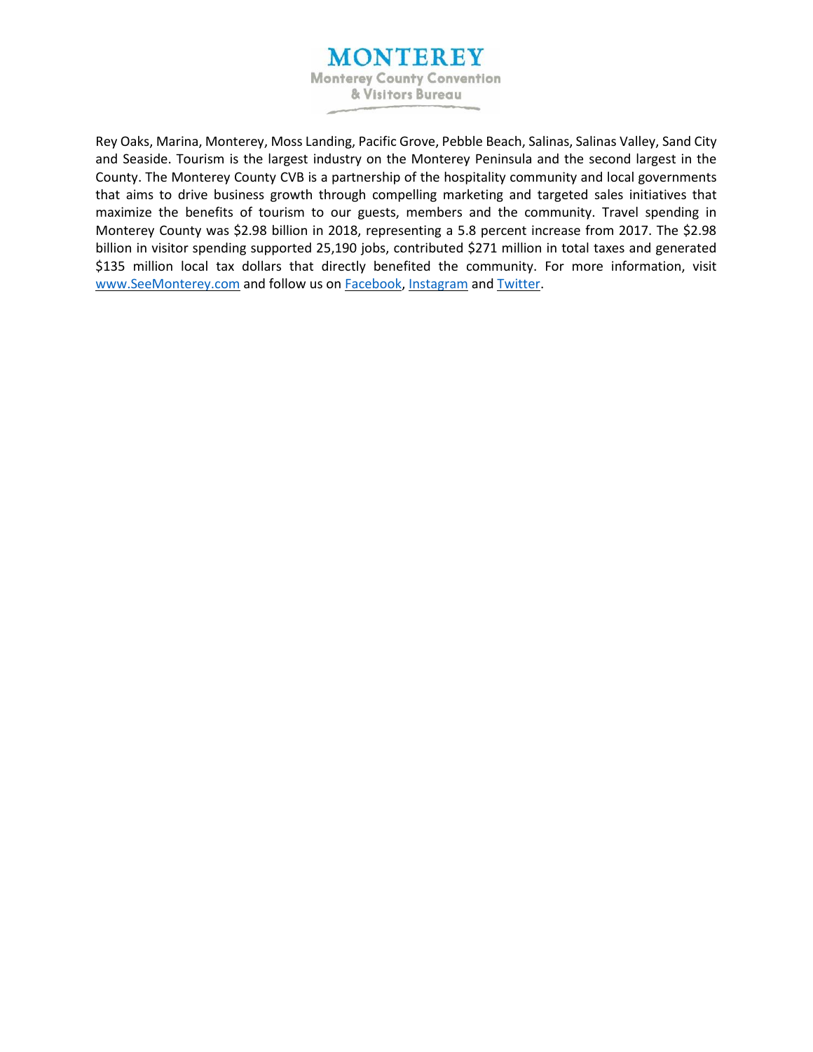Rey Oaks, Marina, Monterey, Moss Landing, Pacific Grove, Pebble Beach, Salinas, Salinas Valley, Sand City and Seaside. Tourism is the largest industry on the Monterey Peninsula and the second largest in the County. The Monterey County CVB is a partnership of the hospitality community and local governments that aims to drive business growth through compelling marketing and targeted sales initiatives that maximize the benefits of tourism to our guests, members and the community. Travel spending in Monterey County was $2.98 billion in 2018, representing a 5.8 percent increase from 2017. The $2.98 billion in visitor spending supported 25,190 jobs, contributed $271 million in total taxes and generated $135 million local tax dollars that directly benefited the community. For more information, visit [www.SeeMonterey.com](http://www.SeeMonterey.com) and follow us on Facebook, Instagram and Twitter.